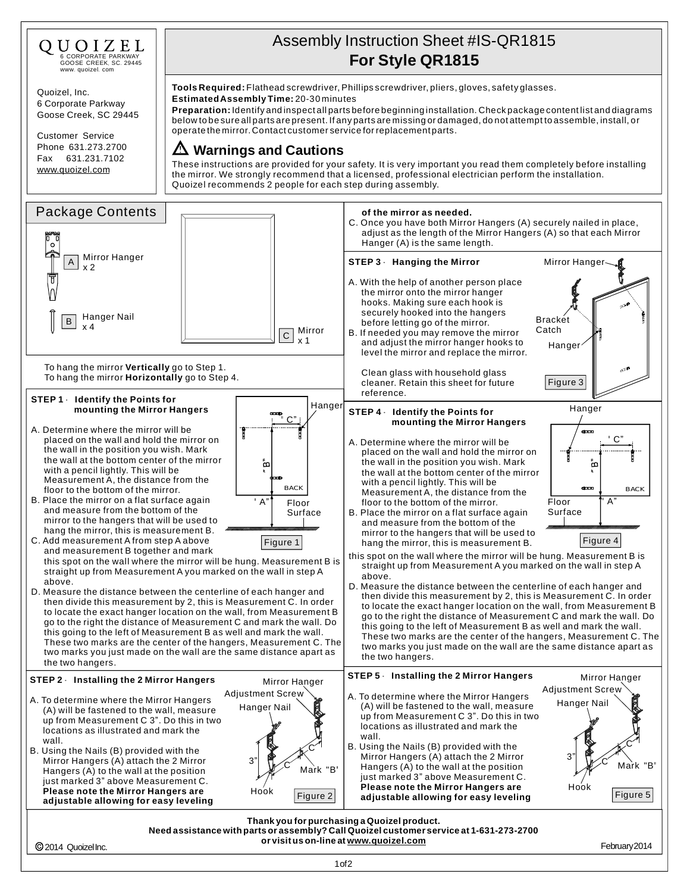QUOIZEL
6 CORPORATE PARKWAY
GOOSE CREEK, SC. 29445
www. quoizel. com

Quoizel, Inc.
6 Corporate Parkway
Goose Creek, SC 29445

Customer Service
Phone 631.273.2700
Fax 631.231.7102
www.quoizel.com

# Assembly Instruction Sheet #IS-QR1815
# For Style QR1815

**Tools Required:** Flathead screwdriver, Phillips screwdriver, pliers, gloves, safety glasses.
**Estimated Assembly Time:** 20-30 minutes
**Preparation:** Identify and inspect all parts before beginning installation. Check package content list and diagrams below to be sure all parts are present. If any parts are missing or damaged, do not attempt to assemble, install, or operate the mirror. Contact customer service for replacement parts.

## ⚠ Warnings and Cautions

These instructions are provided for your safety. It is very important you read them completely before installing the mirror. We strongly recommend that a licensed, professional electrician perform the installation.
Quoizel recommends 2 people for each step during assembly.

## Package Contents

- A — Mirror Hanger x 2
- B — Hanger Nail x 4
- C — Mirror x 1

To hang the mirror **Vertically** go to Step 1.
To hang the mirror **Horizontally** go to Step 4.

### STEP 1 - Identify the Points for mounting the Mirror Hangers

A. Determine where the mirror will be placed on the wall and hold the mirror on the wall in the position you wish. Mark the wall at the bottom center of the mirror with a pencil lightly. This will be Measurement A, the distance from the floor to the bottom of the mirror.

B. Place the mirror on a flat surface again and measure from the bottom of the mirror to the hangers that will be used to hang the mirror, this is measurement B.

C. Add measurement A from step A above and measurement B together and mark this spot on the wall where the mirror will be hung. Measurement B is straight up from Measurement A you marked on the wall in step A above.

D. Measure the distance between the centerline of each hanger and then divide this measurement by 2, this is Measurement C. In order to locate the exact hanger location on the wall, from Measurement B go to the right the distance of Measurement C and mark the wall. Do this going to the left of Measurement B as well and mark the wall. These two marks are the center of the hangers, Measurement C. The two marks you just made on the wall are the same distance apart as the two hangers.

Figure 1 (labels: Hanger, "C", "B", BACK, "A", Floor Surface)

### STEP 2 - Installing the 2 Mirror Hangers

A. To determine where the Mirror Hangers (A) will be fastened to the wall, measure up from Measurement C 3". Do this in two locations as illustrated and mark the wall.

B. Using the Nails (B) provided with the Mirror Hangers (A) attach the 2 Mirror Hangers (A) to the wall at the position just marked 3" above Measurement C. **Please note the Mirror Hangers are adjustable allowing for easy leveling of the mirror as needed.**

C. Once you have both Mirror Hangers (A) securely nailed in place, adjust as the length of the Mirror Hangers (A) so that each Mirror Hanger (A) is the same length.

Figure 2 (labels: Mirror Hanger, Adjustment Screw, Hanger Nail, 3", C, C, Mark "B", Hook)

### STEP 3 - Hanging the Mirror

A. With the help of another person place the mirror onto the mirror hanger hooks. Making sure each hook is securely hooked into the hangers before letting go of the mirror.

B. If needed you may remove the mirror and adjust the mirror hanger hooks to level the mirror and replace the mirror.

Clean glass with household glass cleaner. Retain this sheet for future reference.

Figure 3 (labels: Mirror Hanger, Bracket Catch, Hanger)

### STEP 4 - Identify the Points for mounting the Mirror Hangers

A. Determine where the mirror will be placed on the wall and hold the mirror on the wall in the position you wish. Mark the wall at the bottom center of the mirror with a pencil lightly. This will be Measurement A, the distance from the floor to the bottom of the mirror.

B. Place the mirror on a flat surface again and measure from the bottom of the mirror to the hangers that will be used to hang the mirror, this is measurement B.

this spot on the wall where the mirror will be hung. Measurement B is straight up from Measurement A you marked on the wall in step A above.

D. Measure the distance between the centerline of each hanger and then divide this measurement by 2, this is Measurement C. In order to locate the exact hanger location on the wall, from Measurement B go to the right the distance of Measurement C and mark the wall. Do this going to the left of Measurement B as well and mark the wall. These two marks are the center of the hangers, Measurement C. The two marks you just made on the wall are the same distance apart as the two hangers.

Figure 4 (labels: Hanger, "C", "B", BACK, "A", Floor Surface)

### STEP 5 - Installing the 2 Mirror Hangers

A. To determine where the Mirror Hangers (A) will be fastened to the wall, measure up from Measurement C 3". Do this in two locations as illustrated and mark the wall.

B. Using the Nails (B) provided with the Mirror Hangers (A) attach the 2 Mirror Hangers (A) to the wall at the position just marked 3" above Measurement C. **Please note the Mirror Hangers are adjustable allowing for easy leveling**

Figure 5 (labels: Mirror Hanger, Adjustment Screw, Hanger Nail, 3", C, C, Mark "B", Hook)

**Thank you for purchasing a Quoizel product.**
**Need assistance with parts or assembly? Call Quoizel customer service at 1-631-273-2700 or visit us on-line at www.quoizel.com**

© 2014 Quoizel Inc. February 2014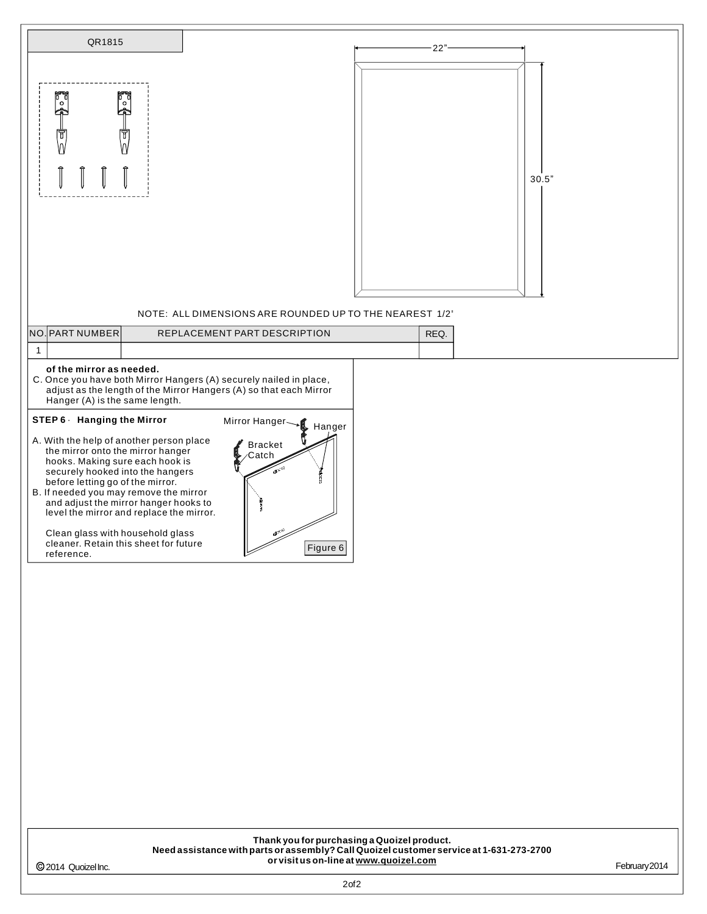QR1815

22"

30.5"

NOTE: ALL DIMENSIONS ARE ROUNDED UP TO THE NEAREST 1/2'

| NO. | PART NUMBER | REPLACEMENT PART DESCRIPTION | REQ. |
| --- | --- | --- | --- |
| 1 | | | |

**of the mirror as needed.**

C. Once you have both Mirror Hangers (A) securely nailed in place, adjust as the length of the Mirror Hangers (A) so that each Mirror Hanger (A) is the same length.

**STEP 6 · Hanging the Mirror**

A. With the help of another person place the mirror onto the mirror hanger hooks. Making sure each hook is securely hooked into the hangers before letting go of the mirror.

B. If needed you may remove the mirror and adjust the mirror hanger hooks to level the mirror and replace the mirror.

Clean glass with household glass cleaner. Retain this sheet for future reference.

Mirror Hanger

Hanger

Bracket Catch

Figure 6

**Thank you for purchasing a Quoizel product.**
**Need assistance with parts or assembly? Call Quoizel customer service at 1-631-273-2700**
**or visit us on-line at www.quoizel.com**

© 2014 Quoizel Inc.

February 2014